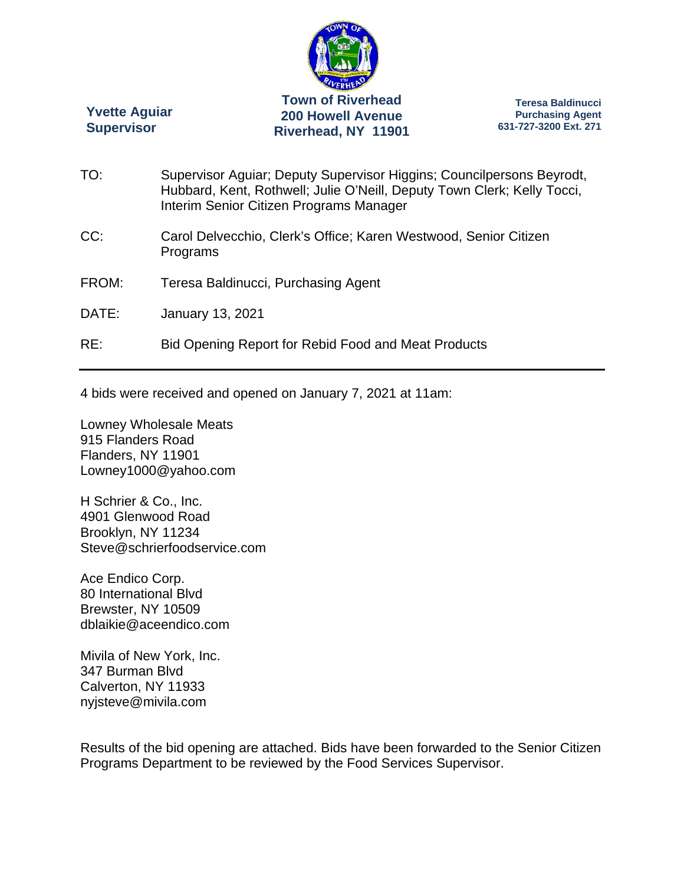**Yvette Aguiar**
**Supervisor**

**Town of Riverhead**
**200 Howell Avenue**
**Riverhead, NY 11901**

**Teresa Baldinucci**
**Purchasing Agent**
**631-727-3200 Ext. 271**

TO: Supervisor Aguiar; Deputy Supervisor Higgins; Councilpersons Beyrodt, Hubbard, Kent, Rothwell; Julie O'Neill, Deputy Town Clerk; Kelly Tocci, Interim Senior Citizen Programs Manager

CC: Carol Delvecchio, Clerk's Office; Karen Westwood, Senior Citizen Programs

FROM: Teresa Baldinucci, Purchasing Agent

DATE: January 13, 2021

RE: Bid Opening Report for Rebid Food and Meat Products

---

4 bids were received and opened on January 7, 2021 at 11am:

Lowney Wholesale Meats
915 Flanders Road
Flanders, NY 11901
Lowney1000@yahoo.com

H Schrier & Co., Inc.
4901 Glenwood Road
Brooklyn, NY 11234
Steve@schrierfoodservice.com

Ace Endico Corp.
80 International Blvd
Brewster, NY 10509
dblaikie@aceendico.com

Mivila of New York, Inc.
347 Burman Blvd
Calverton, NY 11933
nyjsteve@mivila.com

Results of the bid opening are attached. Bids have been forwarded to the Senior Citizen Programs Department to be reviewed by the Food Services Supervisor.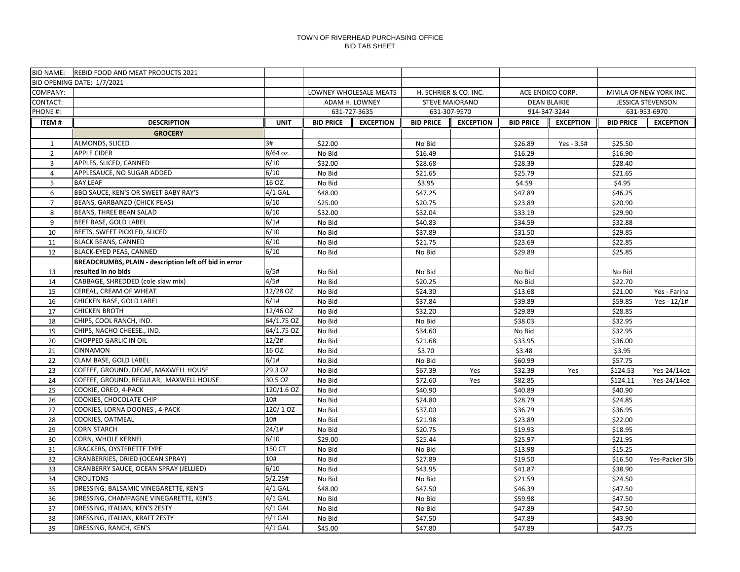TOWN OF RIVERHEAD PURCHASING OFFICE
BID TAB SHEET

| BID NAME: | REBID FOOD AND MEAT PRODUCTS 2021 | | | | | | | | | |
|---|---|---|---|---|---|---|---|---|---|---|
| BID OPENING DATE: 1/7/2021 | | | | | | | | | | |
| COMPANY: | | | LOWNEY WHOLESALE MEATS | | H. SCHRIER & CO. INC. | | ACE ENDICO CORP. | | MIVILA OF NEW YORK INC. | |
| CONTACT: | | | ADAM H. LOWNEY | | STEVE MAIORANO | | DEAN BLAIKIE | | JESSICA STEVENSON | |
| PHONE #: | | | 631-727-3635 | | 631-307-9570 | | 914-347-3244 | | 631-953-6970 | |
| **ITEM #** | **DESCRIPTION** | **UNIT** | **BID PRICE** | **EXCEPTION** | **BID PRICE** | **EXCEPTION** | **BID PRICE** | **EXCEPTION** | **BID PRICE** | **EXCEPTION** |
| | **GROCERY** | | | | | | | | | |
| 1 | ALMONDS, SLICED | 3# | $22.00 | | No Bid | | $26.89 | Yes - 3.5# | $25.50 | |
| 2 | APPLE CIDER | 8/64 oz. | No Bid | | $16.49 | | $16.29 | | $16.90 | |
| 3 | APPLES, SLICED, CANNED | 6/10 | $32.00 | | $28.68 | | $28.39 | | $28.40 | |
| 4 | APPLESAUCE, NO SUGAR ADDED | 6/10 | No Bid | | $21.65 | | $25.79 | | $21.65 | |
| 5 | BAY LEAF | 16 OZ. | No Bid | | $3.95 | | $4.59 | | $4.95 | |
| 6 | BBQ SAUCE, KEN'S OR SWEET BABY RAY'S | 4/1 GAL | $48.00 | | $47.25 | | $47.89 | | $46.25 | |
| 7 | BEANS, GARBANZO (CHICK PEAS) | 6/10 | $25.00 | | $20.75 | | $23.89 | | $20.90 | |
| 8 | BEANS, THREE BEAN SALAD | 6/10 | $32.00 | | $32.04 | | $33.19 | | $29.90 | |
| 9 | BEEF BASE, GOLD LABEL | 6/1# | No Bid | | $40.83 | | $34.59 | | $32.88 | |
| 10 | BEETS, SWEET PICKLED, SLICED | 6/10 | No Bid | | $37.89 | | $31.50 | | $29.85 | |
| 11 | BLACK BEANS, CANNED | 6/10 | No Bid | | $21.75 | | $23.69 | | $22.85 | |
| 12 | BLACK-EYED PEAS, CANNED | 6/10 | No Bid | | No Bid | | $29.89 | | $25.85 | |
| 13 | **BREADCRUMBS, PLAIN - description left off bid in error resulted in no bids** | 6/5# | No Bid | | No Bid | | No Bid | | No Bid | |
| 14 | CABBAGE, SHREDDED (cole slaw mix) | 4/5# | No Bid | | $20.25 | | No Bid | | $22.70 | |
| 15 | CEREAL, CREAM OF WHEAT | 12/28 OZ | No Bid | | $24.30 | | $13.68 | | $21.00 | Yes - Farina |
| 16 | CHICKEN BASE, GOLD LABEL | 6/1# | No Bid | | $37.84 | | $39.89 | | $59.85 | Yes - 12/1# |
| 17 | CHICKEN BROTH | 12/46 OZ | No Bid | | $32.20 | | $29.89 | | $28.85 | |
| 18 | CHIPS, COOL RANCH, IND. | 64/1.75 OZ | No Bid | | No Bid | | $38.03 | | $32.95 | |
| 19 | CHIPS, NACHO CHEESE., IND. | 64/1.75 OZ | No Bid | | $34.60 | | No Bid | | $32.95 | |
| 20 | CHOPPED GARLIC IN OIL | 12/2# | No Bid | | $21.68 | | $33.95 | | $36.00 | |
| 21 | CINNAMON | 16 OZ. | No Bid | | $3.70 | | $3.48 | | $3.95 | |
| 22 | CLAM BASE, GOLD LABEL | 6/1# | No Bid | | No Bid | | $60.99 | | $57.75 | |
| 23 | COFFEE, GROUND, DECAF, MAXWELL HOUSE | 29.3 OZ | No Bid | | $67.39 | Yes | $32.39 | Yes | $124.53 | Yes-24/14oz |
| 24 | COFFEE, GROUND, REGULAR, MAXWELL HOUSE | 30.5 OZ | No Bid | | $72.60 | Yes | $82.85 | | $124.11 | Yes-24/14oz |
| 25 | COOKIE, OREO, 4-PACK | 120/1.6 OZ | No Bid | | $40.90 | | $40.89 | | $40.90 | |
| 26 | COOKIES, CHOCOLATE CHIP | 10# | No Bid | | $24.80 | | $28.79 | | $24.85 | |
| 27 | COOKIES, LORNA DOONES , 4-PACK | 120/ 1 OZ | No Bid | | $37.00 | | $36.79 | | $36.95 | |
| 28 | COOKIES, OATMEAL | 10# | No Bid | | $21.98 | | $23.89 | | $22.00 | |
| 29 | CORN STARCH | 24/1# | No Bid | | $20.75 | | $19.93 | | $18.95 | |
| 30 | CORN, WHOLE KERNEL | 6/10 | $29.00 | | $25.44 | | $25.97 | | $21.95 | |
| 31 | CRACKERS, OYSTERETTE TYPE | 150 CT | No Bid | | No Bid | | $13.98 | | $15.25 | |
| 32 | CRANBERRIES, DRIED (OCEAN SPRAY) | 10# | No Bid | | $27.89 | | $19.50 | | $16.50 | Yes-Packer 5lb |
| 33 | CRANBERRY SAUCE, OCEAN SPRAY (JELLIED) | 6/10 | No Bid | | $43.95 | | $41.87 | | $38.90 | |
| 34 | CROUTONS | 5/2.25# | No Bid | | No Bid | | $21.59 | | $24.50 | |
| 35 | DRESSING, BALSAMIC VINEGARETTE, KEN'S | 4/1 GAL | $48.00 | | $47.50 | | $46.39 | | $47.50 | |
| 36 | DRESSING, CHAMPAGNE VINEGARETTE, KEN'S | 4/1 GAL | No Bid | | No Bid | | $59.98 | | $47.50 | |
| 37 | DRESSING, ITALIAN, KEN'S ZESTY | 4/1 GAL | No Bid | | No Bid | | $47.89 | | $47.50 | |
| 38 | DRESSING, ITALIAN, KRAFT ZESTY | 4/1 GAL | No Bid | | $47.50 | | $47.89 | | $43.90 | |
| 39 | DRESSING, RANCH, KEN'S | 4/1 GAL | $45.00 | | $47.80 | | $47.89 | | $47.75 | |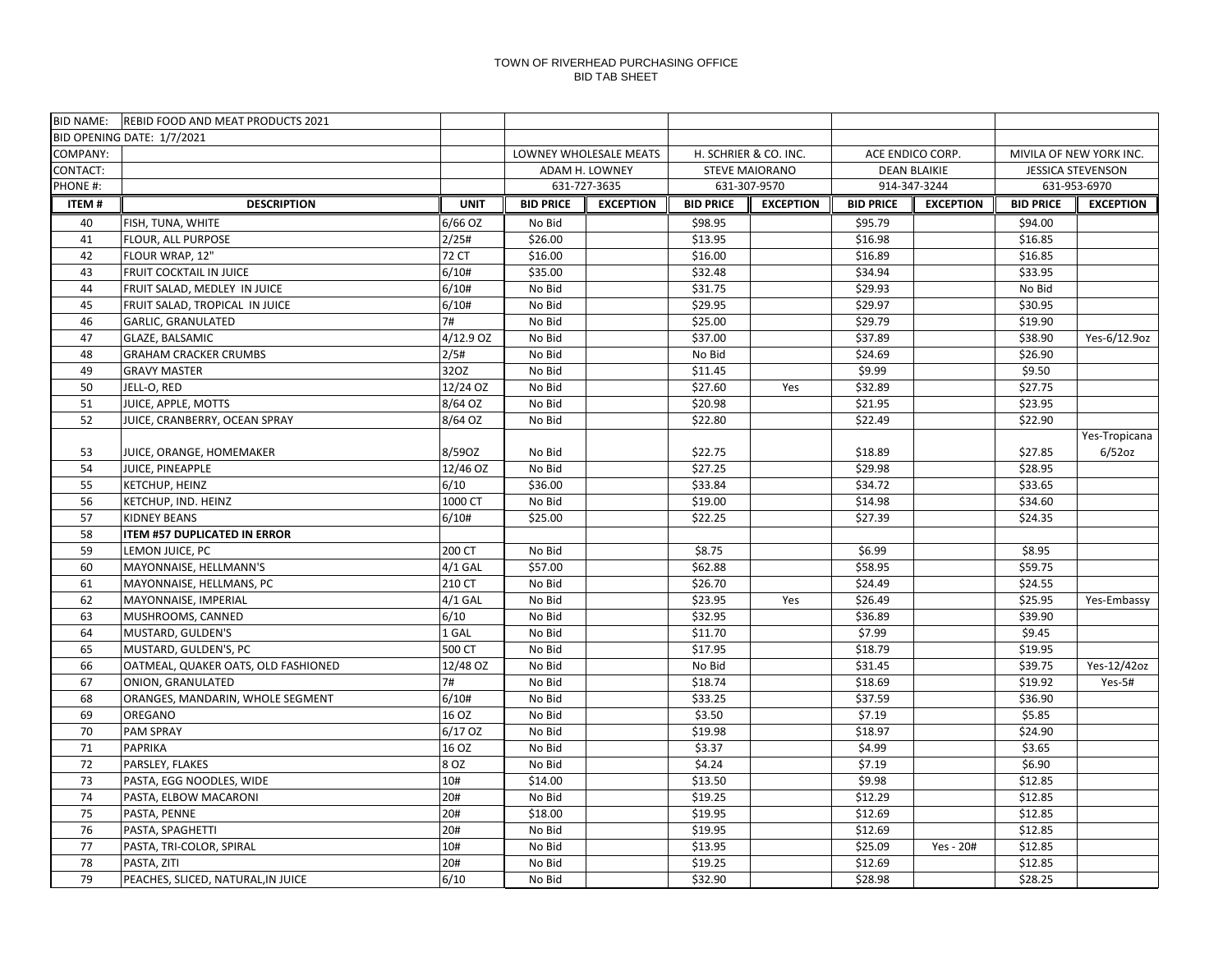TOWN OF RIVERHEAD PURCHASING OFFICE
BID TAB SHEET

| BID NAME: | REBID FOOD AND MEAT PRODUCTS 2021 | | | | | | | | | |
|---|---|---|---|---|---|---|---|---|---|---|
| BID OPENING DATE: 1/7/2021 | | | | | | | | | | |
| COMPANY: | | | LOWNEY WHOLESALE MEATS | | H. SCHRIER & CO. INC. | | ACE ENDICO CORP. | | MIVILA OF NEW YORK INC. | |
| CONTACT: | | | ADAM H. LOWNEY | | STEVE MAIORANO | | DEAN BLAIKIE | | JESSICA STEVENSON | |
| PHONE #: | | | 631-727-3635 | | 631-307-9570 | | 914-347-3244 | | 631-953-6970 | |
| **ITEM #** | **DESCRIPTION** | **UNIT** | **BID PRICE** | **EXCEPTION** | **BID PRICE** | **EXCEPTION** | **BID PRICE** | **EXCEPTION** | **BID PRICE** | **EXCEPTION** |
| 40 | FISH, TUNA, WHITE | 6/66 OZ | No Bid | | $98.95 | | $95.79 | | $94.00 | |
| 41 | FLOUR, ALL PURPOSE | 2/25# | $26.00 | | $13.95 | | $16.98 | | $16.85 | |
| 42 | FLOUR WRAP, 12" | 72 CT | $16.00 | | $16.00 | | $16.89 | | $16.85 | |
| 43 | FRUIT COCKTAIL IN JUICE | 6/10# | $35.00 | | $32.48 | | $34.94 | | $33.95 | |
| 44 | FRUIT SALAD, MEDLEY IN JUICE | 6/10# | No Bid | | $31.75 | | $29.93 | | No Bid | |
| 45 | FRUIT SALAD, TROPICAL IN JUICE | 6/10# | No Bid | | $29.95 | | $29.97 | | $30.95 | |
| 46 | GARLIC, GRANULATED | 7# | No Bid | | $25.00 | | $29.79 | | $19.90 | |
| 47 | GLAZE, BALSAMIC | 4/12.9 OZ | No Bid | | $37.00 | | $37.89 | | $38.90 | Yes-6/12.9oz |
| 48 | GRAHAM CRACKER CRUMBS | 2/5# | No Bid | | No Bid | | $24.69 | | $26.90 | |
| 49 | GRAVY MASTER | 32OZ | No Bid | | $11.45 | | $9.99 | | $9.50 | |
| 50 | JELL-O, RED | 12/24 OZ | No Bid | | $27.60 | Yes | $32.89 | | $27.75 | |
| 51 | JUICE, APPLE, MOTTS | 8/64 OZ | No Bid | | $20.98 | | $21.95 | | $23.95 | |
| 52 | JUICE, CRANBERRY, OCEAN SPRAY | 8/64 OZ | No Bid | | $22.80 | | $22.49 | | $22.90 | |
| 53 | JUICE, ORANGE, HOMEMAKER | 8/59OZ | No Bid | | $22.75 | | $18.89 | | $27.85 | Yes-Tropicana 6/52oz |
| 54 | JUICE, PINEAPPLE | 12/46 OZ | No Bid | | $27.25 | | $29.98 | | $28.95 | |
| 55 | KETCHUP, HEINZ | 6/10 | $36.00 | | $33.84 | | $34.72 | | $33.65 | |
| 56 | KETCHUP, IND. HEINZ | 1000 CT | No Bid | | $19.00 | | $14.98 | | $34.60 | |
| 57 | KIDNEY BEANS | 6/10# | $25.00 | | $22.25 | | $27.39 | | $24.35 | |
| 58 | **ITEM #57 DUPLICATED IN ERROR** | | | | | | | | | |
| 59 | LEMON JUICE, PC | 200 CT | No Bid | | $8.75 | | $6.99 | | $8.95 | |
| 60 | MAYONNAISE, HELLMANN'S | 4/1 GAL | $57.00 | | $62.88 | | $58.95 | | $59.75 | |
| 61 | MAYONNAISE, HELLMANS, PC | 210 CT | No Bid | | $26.70 | | $24.49 | | $24.55 | |
| 62 | MAYONNAISE, IMPERIAL | 4/1 GAL | No Bid | | $23.95 | Yes | $26.49 | | $25.95 | Yes-Embassy |
| 63 | MUSHROOMS, CANNED | 6/10 | No Bid | | $32.95 | | $36.89 | | $39.90 | |
| 64 | MUSTARD, GULDEN'S | 1 GAL | No Bid | | $11.70 | | $7.99 | | $9.45 | |
| 65 | MUSTARD, GULDEN'S, PC | 500 CT | No Bid | | $17.95 | | $18.79 | | $19.95 | |
| 66 | OATMEAL, QUAKER OATS, OLD FASHIONED | 12/48 OZ | No Bid | | No Bid | | $31.45 | | $39.75 | Yes-12/42oz |
| 67 | ONION, GRANULATED | 7# | No Bid | | $18.74 | | $18.69 | | $19.92 | Yes-5# |
| 68 | ORANGES, MANDARIN, WHOLE SEGMENT | 6/10# | No Bid | | $33.25 | | $37.59 | | $36.90 | |
| 69 | OREGANO | 16 OZ | No Bid | | $3.50 | | $7.19 | | $5.85 | |
| 70 | PAM SPRAY | 6/17 OZ | No Bid | | $19.98 | | $18.97 | | $24.90 | |
| 71 | PAPRIKA | 16 OZ | No Bid | | $3.37 | | $4.99 | | $3.65 | |
| 72 | PARSLEY, FLAKES | 8 OZ | No Bid | | $4.24 | | $7.19 | | $6.90 | |
| 73 | PASTA, EGG NOODLES, WIDE | 10# | $14.00 | | $13.50 | | $9.98 | | $12.85 | |
| 74 | PASTA, ELBOW MACARONI | 20# | No Bid | | $19.25 | | $12.29 | | $12.85 | |
| 75 | PASTA, PENNE | 20# | $18.00 | | $19.95 | | $12.69 | | $12.85 | |
| 76 | PASTA, SPAGHETTI | 20# | No Bid | | $19.95 | | $12.69 | | $12.85 | |
| 77 | PASTA, TRI-COLOR, SPIRAL | 10# | No Bid | | $13.95 | | $25.09 | Yes - 20# | $12.85 | |
| 78 | PASTA, ZITI | 20# | No Bid | | $19.25 | | $12.69 | | $12.85 | |
| 79 | PEACHES, SLICED, NATURAL,IN JUICE | 6/10 | No Bid | | $32.90 | | $28.98 | | $28.25 | |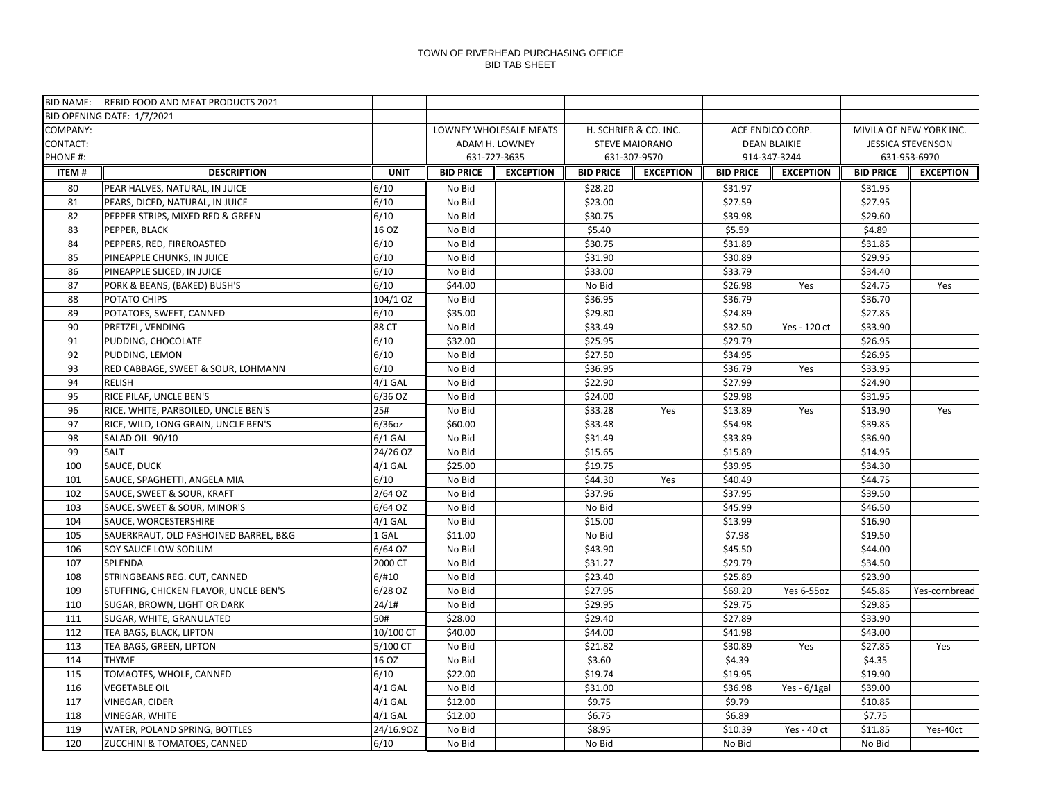TOWN OF RIVERHEAD PURCHASING OFFICE
BID TAB SHEET

| BID NAME: | REBID FOOD AND MEAT PRODUCTS 2021 | | | | | | | | | |
|---|---|---|---|---|---|---|---|---|---|---|
| BID OPENING DATE: 1/7/2021 | | | | | | | | | | |
| COMPANY: | | | LOWNEY WHOLESALE MEATS | | H. SCHRIER & CO. INC. | | ACE ENDICO CORP. | | MIVILA OF NEW YORK INC. | |
| CONTACT: | | | ADAM H. LOWNEY | | STEVE MAIORANO | | DEAN BLAIKIE | | JESSICA STEVENSON | |
| PHONE #: | | | 631-727-3635 | | 631-307-9570 | | 914-347-3244 | | 631-953-6970 | |
| **ITEM #** | **DESCRIPTION** | **UNIT** | **BID PRICE** | **EXCEPTION** | **BID PRICE** | **EXCEPTION** | **BID PRICE** | **EXCEPTION** | **BID PRICE** | **EXCEPTION** |
| 80 | PEAR HALVES, NATURAL, IN JUICE | 6/10 | No Bid | | $28.20 | | $31.97 | | $31.95 | |
| 81 | PEARS, DICED, NATURAL, IN JUICE | 6/10 | No Bid | | $23.00 | | $27.59 | | $27.95 | |
| 82 | PEPPER STRIPS, MIXED RED & GREEN | 6/10 | No Bid | | $30.75 | | $39.98 | | $29.60 | |
| 83 | PEPPER, BLACK | 16 OZ | No Bid | | $5.40 | | $5.59 | | $4.89 | |
| 84 | PEPPERS, RED, FIREROASTED | 6/10 | No Bid | | $30.75 | | $31.89 | | $31.85 | |
| 85 | PINEAPPLE CHUNKS, IN JUICE | 6/10 | No Bid | | $31.90 | | $30.89 | | $29.95 | |
| 86 | PINEAPPLE SLICED, IN JUICE | 6/10 | No Bid | | $33.00 | | $33.79 | | $34.40 | |
| 87 | PORK & BEANS, (BAKED) BUSH'S | 6/10 | $44.00 | | No Bid | | $26.98 | Yes | $24.75 | Yes |
| 88 | POTATO CHIPS | 104/1 OZ | No Bid | | $36.95 | | $36.79 | | $36.70 | |
| 89 | POTATOES, SWEET, CANNED | 6/10 | $35.00 | | $29.80 | | $24.89 | | $27.85 | |
| 90 | PRETZEL, VENDING | 88 CT | No Bid | | $33.49 | | $32.50 | Yes - 120 ct | $33.90 | |
| 91 | PUDDING, CHOCOLATE | 6/10 | $32.00 | | $25.95 | | $29.79 | | $26.95 | |
| 92 | PUDDING, LEMON | 6/10 | No Bid | | $27.50 | | $34.95 | | $26.95 | |
| 93 | RED CABBAGE, SWEET & SOUR, LOHMANN | 6/10 | No Bid | | $36.95 | | $36.79 | Yes | $33.95 | |
| 94 | RELISH | 4/1 GAL | No Bid | | $22.90 | | $27.99 | | $24.90 | |
| 95 | RICE PILAF, UNCLE BEN'S | 6/36 OZ | No Bid | | $24.00 | | $29.98 | | $31.95 | |
| 96 | RICE, WHITE, PARBOILED, UNCLE BEN'S | 25# | No Bid | | $33.28 | Yes | $13.89 | Yes | $13.90 | Yes |
| 97 | RICE, WILD, LONG GRAIN, UNCLE BEN'S | 6/36oz | $60.00 | | $33.48 | | $54.98 | | $39.85 | |
| 98 | SALAD OIL 90/10 | 6/1 GAL | No Bid | | $31.49 | | $33.89 | | $36.90 | |
| 99 | SALT | 24/26 OZ | No Bid | | $15.65 | | $15.89 | | $14.95 | |
| 100 | SAUCE, DUCK | 4/1 GAL | $25.00 | | $19.75 | | $39.95 | | $34.30 | |
| 101 | SAUCE, SPAGHETTI, ANGELA MIA | 6/10 | No Bid | | $44.30 | Yes | $40.49 | | $44.75 | |
| 102 | SAUCE, SWEET & SOUR, KRAFT | 2/64 OZ | No Bid | | $37.96 | | $37.95 | | $39.50 | |
| 103 | SAUCE, SWEET & SOUR, MINOR'S | 6/64 OZ | No Bid | | No Bid | | $45.99 | | $46.50 | |
| 104 | SAUCE, WORCESTERSHIRE | 4/1 GAL | No Bid | | $15.00 | | $13.99 | | $16.90 | |
| 105 | SAUERKRAUT, OLD FASHOINED BARREL, B&G | 1 GAL | $11.00 | | No Bid | | $7.98 | | $19.50 | |
| 106 | SOY SAUCE LOW SODIUM | 6/64 OZ | No Bid | | $43.90 | | $45.50 | | $44.00 | |
| 107 | SPLENDA | 2000 CT | No Bid | | $31.27 | | $29.79 | | $34.50 | |
| 108 | STRINGBEANS REG. CUT, CANNED | 6/#10 | No Bid | | $23.40 | | $25.89 | | $23.90 | |
| 109 | STUFFING, CHICKEN FLAVOR, UNCLE BEN'S | 6/28 OZ | No Bid | | $27.95 | | $69.20 | Yes 6-55oz | $45.85 | Yes-cornbread |
| 110 | SUGAR, BROWN, LIGHT OR DARK | 24/1# | No Bid | | $29.95 | | $29.75 | | $29.85 | |
| 111 | SUGAR, WHITE, GRANULATED | 50# | $28.00 | | $29.40 | | $27.89 | | $33.90 | |
| 112 | TEA BAGS, BLACK, LIPTON | 10/100 CT | $40.00 | | $44.00 | | $41.98 | | $43.00 | |
| 113 | TEA BAGS, GREEN, LIPTON | 5/100 CT | No Bid | | $21.82 | | $30.89 | Yes | $27.85 | Yes |
| 114 | THYME | 16 OZ | No Bid | | $3.60 | | $4.39 | | $4.35 | |
| 115 | TOMAOTES, WHOLE, CANNED | 6/10 | $22.00 | | $19.74 | | $19.95 | | $19.90 | |
| 116 | VEGETABLE OIL | 4/1 GAL | No Bid | | $31.00 | | $36.98 | Yes - 6/1gal | $39.00 | |
| 117 | VINEGAR, CIDER | 4/1 GAL | $12.00 | | $9.75 | | $9.79 | | $10.85 | |
| 118 | VINEGAR, WHITE | 4/1 GAL | $12.00 | | $6.75 | | $6.89 | | $7.75 | |
| 119 | WATER, POLAND SPRING, BOTTLES | 24/16.9OZ | No Bid | | $8.95 | | $10.39 | Yes - 40 ct | $11.85 | Yes-40ct |
| 120 | ZUCCHINI & TOMATOES, CANNED | 6/10 | No Bid | | No Bid | | No Bid | | No Bid | |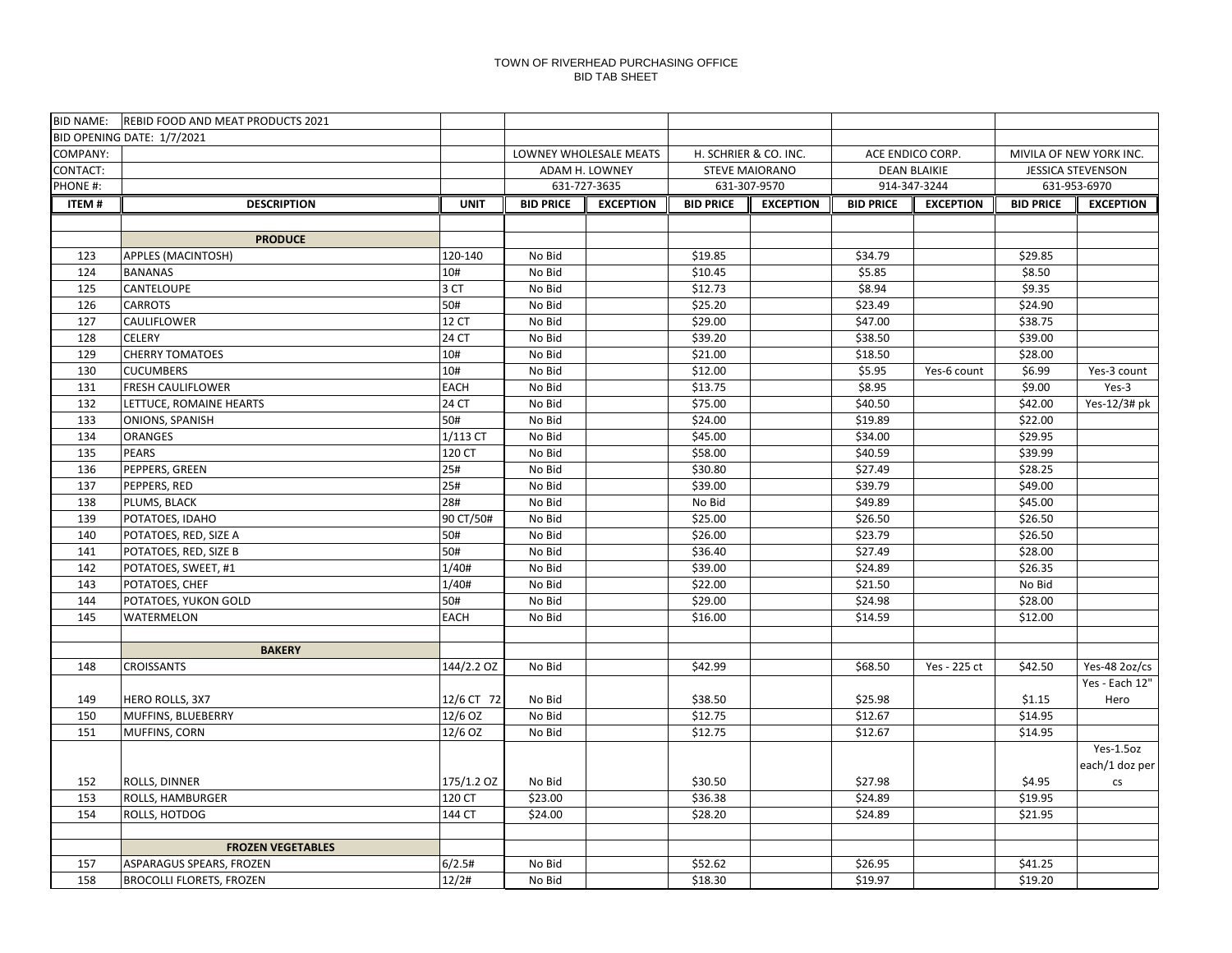TOWN OF RIVERHEAD PURCHASING OFFICE
BID TAB SHEET

| BID NAME: | REBID FOOD AND MEAT PRODUCTS 2021 | | | | | | | | | |
|---|---|---|---|---|---|---|---|---|---|---|
| BID OPENING DATE: 1/7/2021 | | | | | | | | | | |
| COMPANY: | | | LOWNEY WHOLESALE MEATS | | H. SCHRIER & CO. INC. | | ACE ENDICO CORP. | | MIVILA OF NEW YORK INC. | |
| CONTACT: | | | ADAM H. LOWNEY | | STEVE MAIORANO | | DEAN BLAIKIE | | JESSICA STEVENSON | |
| PHONE #: | | | 631-727-3635 | | 631-307-9570 | | 914-347-3244 | | 631-953-6970 | |
| **ITEM #** | **DESCRIPTION** | **UNIT** | **BID PRICE** | **EXCEPTION** | **BID PRICE** | **EXCEPTION** | **BID PRICE** | **EXCEPTION** | **BID PRICE** | **EXCEPTION** |
| | | | | | | | | | | |
| | **PRODUCE** | | | | | | | | | |
| 123 | APPLES (MACINTOSH) | 120-140 | No Bid | | $19.85 | | $34.79 | | $29.85 | |
| 124 | BANANAS | 10# | No Bid | | $10.45 | | $5.85 | | $8.50 | |
| 125 | CANTELOUPE | 3 CT | No Bid | | $12.73 | | $8.94 | | $9.35 | |
| 126 | CARROTS | 50# | No Bid | | $25.20 | | $23.49 | | $24.90 | |
| 127 | CAULIFLOWER | 12 CT | No Bid | | $29.00 | | $47.00 | | $38.75 | |
| 128 | CELERY | 24 CT | No Bid | | $39.20 | | $38.50 | | $39.00 | |
| 129 | CHERRY TOMATOES | 10# | No Bid | | $21.00 | | $18.50 | | $28.00 | |
| 130 | CUCUMBERS | 10# | No Bid | | $12.00 | | $5.95 | Yes-6 count | $6.99 | Yes-3 count |
| 131 | FRESH CAULIFLOWER | EACH | No Bid | | $13.75 | | $8.95 | | $9.00 | Yes-3 |
| 132 | LETTUCE, ROMAINE HEARTS | 24 CT | No Bid | | $75.00 | | $40.50 | | $42.00 | Yes-12/3# pk |
| 133 | ONIONS, SPANISH | 50# | No Bid | | $24.00 | | $19.89 | | $22.00 | |
| 134 | ORANGES | 1/113 CT | No Bid | | $45.00 | | $34.00 | | $29.95 | |
| 135 | PEARS | 120 CT | No Bid | | $58.00 | | $40.59 | | $39.99 | |
| 136 | PEPPERS, GREEN | 25# | No Bid | | $30.80 | | $27.49 | | $28.25 | |
| 137 | PEPPERS, RED | 25# | No Bid | | $39.00 | | $39.79 | | $49.00 | |
| 138 | PLUMS, BLACK | 28# | No Bid | | No Bid | | $49.89 | | $45.00 | |
| 139 | POTATOES, IDAHO | 90 CT/50# | No Bid | | $25.00 | | $26.50 | | $26.50 | |
| 140 | POTATOES, RED, SIZE A | 50# | No Bid | | $26.00 | | $23.79 | | $26.50 | |
| 141 | POTATOES, RED, SIZE B | 50# | No Bid | | $36.40 | | $27.49 | | $28.00 | |
| 142 | POTATOES, SWEET, #1 | 1/40# | No Bid | | $39.00 | | $24.89 | | $26.35 | |
| 143 | POTATOES, CHEF | 1/40# | No Bid | | $22.00 | | $21.50 | | No Bid | |
| 144 | POTATOES, YUKON GOLD | 50# | No Bid | | $29.00 | | $24.98 | | $28.00 | |
| 145 | WATERMELON | EACH | No Bid | | $16.00 | | $14.59 | | $12.00 | |
| | | | | | | | | | | |
| | **BAKERY** | | | | | | | | | |
| 148 | CROISSANTS | 144/2.2 OZ | No Bid | | $42.99 | | $68.50 | Yes - 225 ct | $42.50 | Yes-48 2oz/cs |
| 149 | HERO ROLLS, 3X7 | 12/6 CT 72 | No Bid | | $38.50 | | $25.98 | | $1.15 | Yes - Each 12" Hero |
| 150 | MUFFINS, BLUEBERRY | 12/6 OZ | No Bid | | $12.75 | | $12.67 | | $14.95 | |
| 151 | MUFFINS, CORN | 12/6 OZ | No Bid | | $12.75 | | $12.67 | | $14.95 | |
| 152 | ROLLS, DINNER | 175/1.2 OZ | No Bid | | $30.50 | | $27.98 | | $4.95 | Yes-1.5oz each/1 doz per cs |
| 153 | ROLLS, HAMBURGER | 120 CT | $23.00 | | $36.38 | | $24.89 | | $19.95 | |
| 154 | ROLLS, HOTDOG | 144 CT | $24.00 | | $28.20 | | $24.89 | | $21.95 | |
| | | | | | | | | | | |
| | **FROZEN VEGETABLES** | | | | | | | | | |
| 157 | ASPARAGUS SPEARS, FROZEN | 6/2.5# | No Bid | | $52.62 | | $26.95 | | $41.25 | |
| 158 | BROCOLLI FLORETS, FROZEN | 12/2# | No Bid | | $18.30 | | $19.97 | | $19.20 | |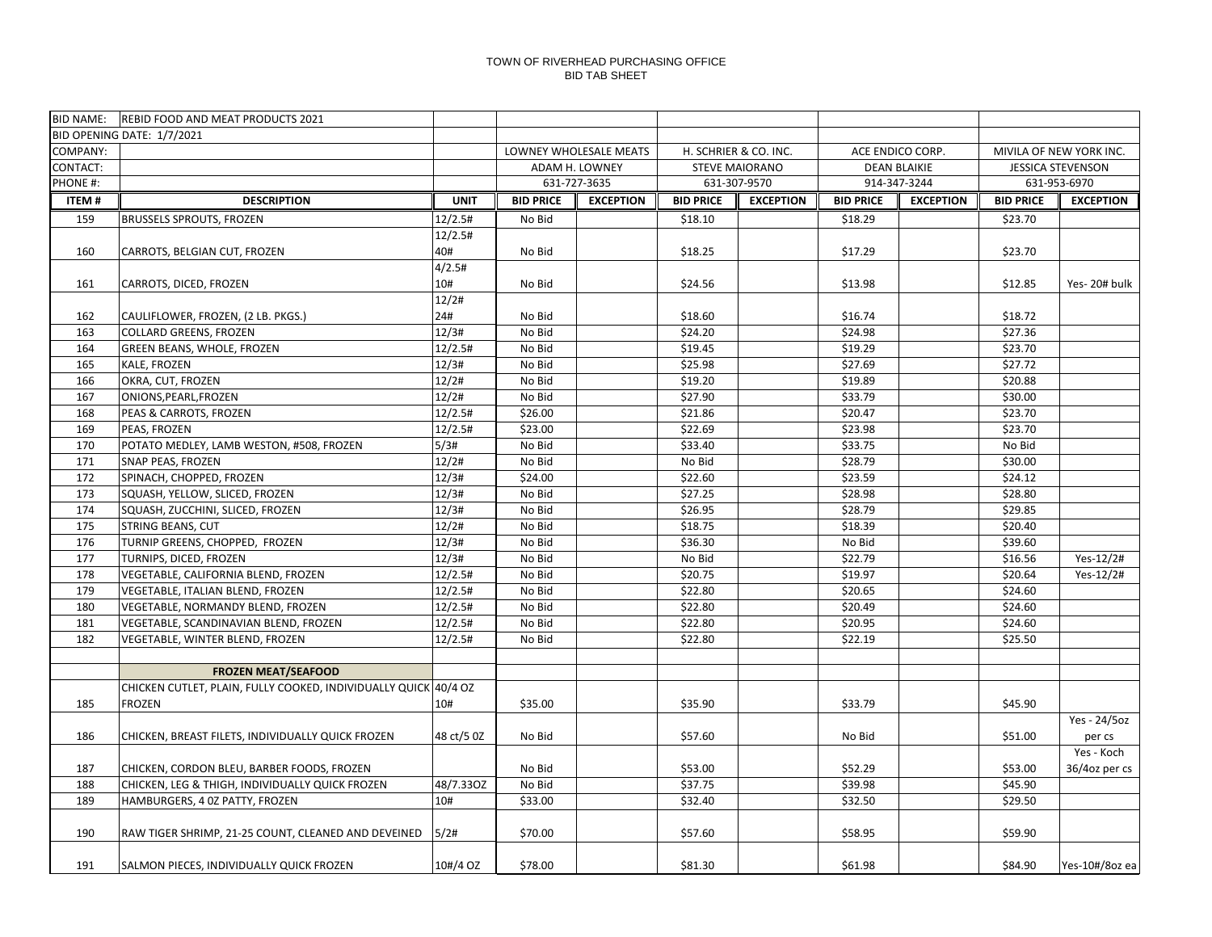TOWN OF RIVERHEAD PURCHASING OFFICE
BID TAB SHEET

| BID NAME: | REBID FOOD AND MEAT PRODUCTS 2021 | | | | | | | | | |
|---|---|---|---|---|---|---|---|---|---|---|
| BID OPENING DATE: 1/7/2021 | | | | | | | | | | |
| COMPANY: | | | LOWNEY WHOLESALE MEATS | | H. SCHRIER & CO. INC. | | ACE ENDICO CORP. | | MIVILA OF NEW YORK INC. | |
| CONTACT: | | | ADAM H. LOWNEY | | STEVE MAIORANO | | DEAN BLAIKIE | | JESSICA STEVENSON | |
| PHONE #: | | | 631-727-3635 | | 631-307-9570 | | 914-347-3244 | | 631-953-6970 | |
| **ITEM #** | **DESCRIPTION** | **UNIT** | **BID PRICE** | **EXCEPTION** | **BID PRICE** | **EXCEPTION** | **BID PRICE** | **EXCEPTION** | **BID PRICE** | **EXCEPTION** |
| 159 | BRUSSELS SPROUTS, FROZEN | 12/2.5# | No Bid | | $18.10 | | $18.29 | | $23.70 | |
| 160 | CARROTS, BELGIAN CUT, FROZEN | 12/2.5# 40# | No Bid | | $18.25 | | $17.29 | | $23.70 | |
| 161 | CARROTS, DICED, FROZEN | 4/2.5# 10# | No Bid | | $24.56 | | $13.98 | | $12.85 | Yes- 20# bulk |
| 162 | CAULIFLOWER, FROZEN, (2 LB. PKGS.) | 12/2# 24# | No Bid | | $18.60 | | $16.74 | | $18.72 | |
| 163 | COLLARD GREENS, FROZEN | 12/3# | No Bid | | $24.20 | | $24.98 | | $27.36 | |
| 164 | GREEN BEANS, WHOLE, FROZEN | 12/2.5# | No Bid | | $19.45 | | $19.29 | | $23.70 | |
| 165 | KALE, FROZEN | 12/3# | No Bid | | $25.98 | | $27.69 | | $27.72 | |
| 166 | OKRA, CUT, FROZEN | 12/2# | No Bid | | $19.20 | | $19.89 | | $20.88 | |
| 167 | ONIONS,PEARL,FROZEN | 12/2# | No Bid | | $27.90 | | $33.79 | | $30.00 | |
| 168 | PEAS & CARROTS, FROZEN | 12/2.5# | $26.00 | | $21.86 | | $20.47 | | $23.70 | |
| 169 | PEAS, FROZEN | 12/2.5# | $23.00 | | $22.69 | | $23.98 | | $23.70 | |
| 170 | POTATO MEDLEY, LAMB WESTON, #508, FROZEN | 5/3# | No Bid | | $33.40 | | $33.75 | | No Bid | |
| 171 | SNAP PEAS, FROZEN | 12/2# | No Bid | | No Bid | | $28.79 | | $30.00 | |
| 172 | SPINACH, CHOPPED, FROZEN | 12/3# | $24.00 | | $22.60 | | $23.59 | | $24.12 | |
| 173 | SQUASH, YELLOW, SLICED, FROZEN | 12/3# | No Bid | | $27.25 | | $28.98 | | $28.80 | |
| 174 | SQUASH, ZUCCHINI, SLICED, FROZEN | 12/3# | No Bid | | $26.95 | | $28.79 | | $29.85 | |
| 175 | STRING BEANS, CUT | 12/2# | No Bid | | $18.75 | | $18.39 | | $20.40 | |
| 176 | TURNIP GREENS, CHOPPED, FROZEN | 12/3# | No Bid | | $36.30 | | No Bid | | $39.60 | |
| 177 | TURNIPS, DICED, FROZEN | 12/3# | No Bid | | No Bid | | $22.79 | | $16.56 | Yes-12/2# |
| 178 | VEGETABLE, CALIFORNIA BLEND, FROZEN | 12/2.5# | No Bid | | $20.75 | | $19.97 | | $20.64 | Yes-12/2# |
| 179 | VEGETABLE, ITALIAN BLEND, FROZEN | 12/2.5# | No Bid | | $22.80 | | $20.65 | | $24.60 | |
| 180 | VEGETABLE, NORMANDY BLEND, FROZEN | 12/2.5# | No Bid | | $22.80 | | $20.49 | | $24.60 | |
| 181 | VEGETABLE, SCANDINAVIAN BLEND, FROZEN | 12/2.5# | No Bid | | $22.80 | | $20.95 | | $24.60 | |
| 182 | VEGETABLE, WINTER BLEND, FROZEN | 12/2.5# | No Bid | | $22.80 | | $22.19 | | $25.50 | |
| | | | | | | | | | | |
| | **FROZEN MEAT/SEAFOOD** | | | | | | | | | |
| 185 | CHICKEN CUTLET, PLAIN, FULLY COOKED, INDIVIDUALLY QUICK FROZEN | 40/4 OZ 10# | $35.00 | | $35.90 | | $33.79 | | $45.90 | |
| 186 | CHICKEN, BREAST FILETS, INDIVIDUALLY QUICK FROZEN | 48 ct/5 0Z | No Bid | | $57.60 | | No Bid | | $51.00 | Yes - 24/5oz per cs |
| 187 | CHICKEN, CORDON BLEU, BARBER FOODS, FROZEN | | No Bid | | $53.00 | | $52.29 | | $53.00 | Yes - Koch 36/4oz per cs |
| 188 | CHICKEN, LEG & THIGH, INDIVIDUALLY QUICK FROZEN | 48/7.33OZ | No Bid | | $37.75 | | $39.98 | | $45.90 | |
| 189 | HAMBURGERS, 4 0Z PATTY, FROZEN | 10# | $33.00 | | $32.40 | | $32.50 | | $29.50 | |
| 190 | RAW TIGER SHRIMP, 21-25 COUNT, CLEANED AND DEVEINED | 5/2# | $70.00 | | $57.60 | | $58.95 | | $59.90 | |
| 191 | SALMON PIECES, INDIVIDUALLY QUICK FROZEN | 10#/4 OZ | $78.00 | | $81.30 | | $61.98 | | $84.90 | Yes-10#/8oz ea |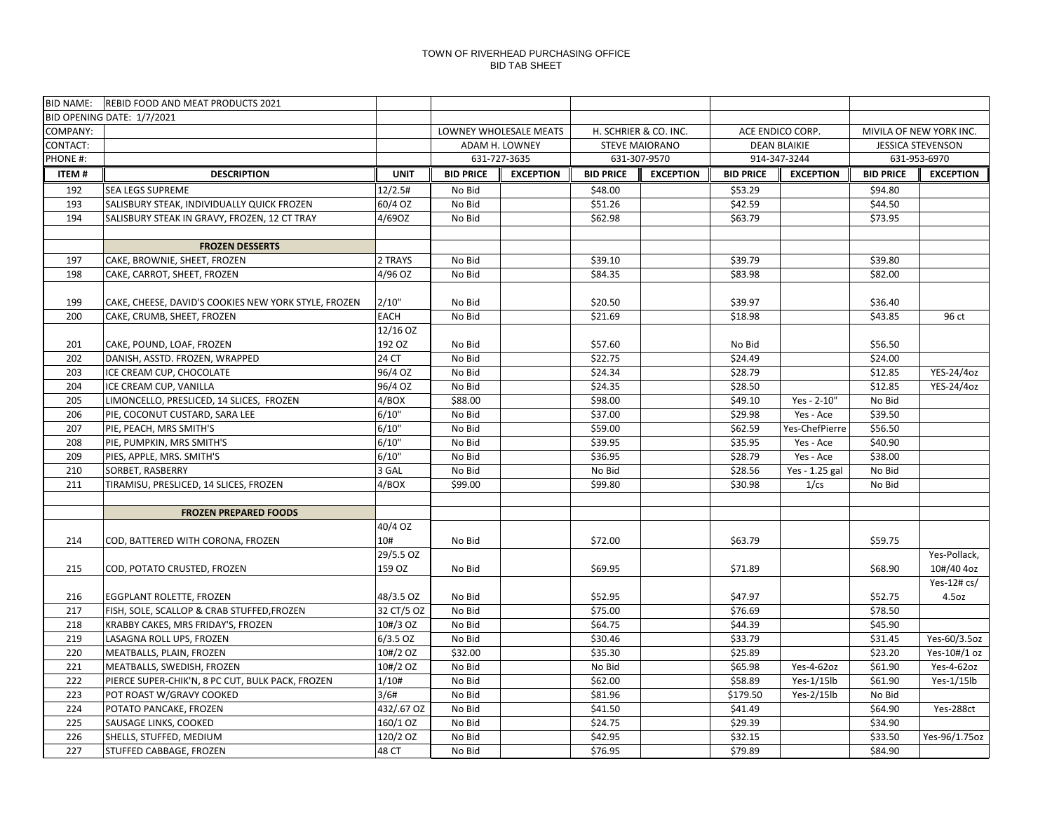TOWN OF RIVERHEAD PURCHASING OFFICE
BID TAB SHEET

| BID NAME: | REBID FOOD AND MEAT PRODUCTS 2021 | | | | | | | | | |
|---|---|---|---|---|---|---|---|---|---|---|
| BID OPENING DATE: 1/7/2021 | | | | | | | | | | |
| COMPANY: | | | LOWNEY WHOLESALE MEATS | | H. SCHRIER & CO. INC. | | ACE ENDICO CORP. | | MIVILA OF NEW YORK INC. | |
| CONTACT: | | | ADAM H. LOWNEY | | STEVE MAIORANO | | DEAN BLAIKIE | | JESSICA STEVENSON | |
| PHONE #: | | | 631-727-3635 | | 631-307-9570 | | 914-347-3244 | | 631-953-6970 | |
| **ITEM #** | **DESCRIPTION** | **UNIT** | **BID PRICE** | **EXCEPTION** | **BID PRICE** | **EXCEPTION** | **BID PRICE** | **EXCEPTION** | **BID PRICE** | **EXCEPTION** |
| 192 | SEA LEGS SUPREME | 12/2.5# | No Bid | | $48.00 | | $53.29 | | $94.80 | |
| 193 | SALISBURY STEAK, INDIVIDUALLY QUICK FROZEN | 60/4 OZ | No Bid | | $51.26 | | $42.59 | | $44.50 | |
| 194 | SALISBURY STEAK IN GRAVY, FROZEN, 12 CT TRAY | 4/69OZ | No Bid | | $62.98 | | $63.79 | | $73.95 | |
| | | | | | | | | | | |
| | **FROZEN DESSERTS** | | | | | | | | | |
| 197 | CAKE, BROWNIE, SHEET, FROZEN | 2 TRAYS | No Bid | | $39.10 | | $39.79 | | $39.80 | |
| 198 | CAKE, CARROT, SHEET, FROZEN | 4/96 OZ | No Bid | | $84.35 | | $83.98 | | $82.00 | |
| 199 | CAKE, CHEESE, DAVID'S COOKIES NEW YORK STYLE, FROZEN | 2/10" | No Bid | | $20.50 | | $39.97 | | $36.40 | |
| 200 | CAKE, CRUMB, SHEET, FROZEN | EACH | No Bid | | $21.69 | | $18.98 | | $43.85 | 96 ct |
| 201 | CAKE, POUND, LOAF, FROZEN | 12/16 OZ 192 OZ | No Bid | | $57.60 | | No Bid | | $56.50 | |
| 202 | DANISH, ASSTD. FROZEN, WRAPPED | 24 CT | No Bid | | $22.75 | | $24.49 | | $24.00 | |
| 203 | ICE CREAM CUP, CHOCOLATE | 96/4 OZ | No Bid | | $24.34 | | $28.79 | | $12.85 | YES-24/4oz |
| 204 | ICE CREAM CUP, VANILLA | 96/4 OZ | No Bid | | $24.35 | | $28.50 | | $12.85 | YES-24/4oz |
| 205 | LIMONCELLO, PRESLICED, 14 SLICES, FROZEN | 4/BOX | $88.00 | | $98.00 | | $49.10 | Yes - 2-10" | No Bid | |
| 206 | PIE, COCONUT CUSTARD, SARA LEE | 6/10" | No Bid | | $37.00 | | $29.98 | Yes - Ace | $39.50 | |
| 207 | PIE, PEACH, MRS SMITH'S | 6/10" | No Bid | | $59.00 | | $62.59 | Yes-ChefPierre | $56.50 | |
| 208 | PIE, PUMPKIN, MRS SMITH'S | 6/10" | No Bid | | $39.95 | | $35.95 | Yes - Ace | $40.90 | |
| 209 | PIES, APPLE, MRS. SMITH'S | 6/10" | No Bid | | $36.95 | | $28.79 | Yes - Ace | $38.00 | |
| 210 | SORBET, RASBERRY | 3 GAL | No Bid | | No Bid | | $28.56 | Yes - 1.25 gal | No Bid | |
| 211 | TIRAMISU, PRESLICED, 14 SLICES, FROZEN | 4/BOX | $99.00 | | $99.80 | | $30.98 | 1/cs | No Bid | |
| | | | | | | | | | | |
| | **FROZEN PREPARED FOODS** | | | | | | | | | |
| 214 | COD, BATTERED WITH CORONA, FROZEN | 40/4 OZ 10# | No Bid | | $72.00 | | $63.79 | | $59.75 | |
| 215 | COD, POTATO CRUSTED, FROZEN | 29/5.5 OZ 159 OZ | No Bid | | $69.95 | | $71.89 | | $68.90 | Yes-Pollack, 10#/40 4oz |
| 216 | EGGPLANT ROLETTE, FROZEN | 48/3.5 OZ | No Bid | | $52.95 | | $47.97 | | $52.75 | Yes-12# cs/ 4.5oz |
| 217 | FISH, SOLE, SCALLOP & CRAB STUFFED,FROZEN | 32 CT/5 OZ | No Bid | | $75.00 | | $76.69 | | $78.50 | |
| 218 | KRABBY CAKES, MRS FRIDAY'S, FROZEN | 10#/3 OZ | No Bid | | $64.75 | | $44.39 | | $45.90 | |
| 219 | LASAGNA ROLL UPS, FROZEN | 6/3.5 OZ | No Bid | | $30.46 | | $33.79 | | $31.45 | Yes-60/3.5oz |
| 220 | MEATBALLS, PLAIN, FROZEN | 10#/2 OZ | $32.00 | | $35.30 | | $25.89 | | $23.20 | Yes-10#/1 oz |
| 221 | MEATBALLS, SWEDISH, FROZEN | 10#/2 OZ | No Bid | | No Bid | | $65.98 | Yes-4-62oz | $61.90 | Yes-4-62oz |
| 222 | PIERCE SUPER-CHIK'N, 8 PC CUT, BULK PACK, FROZEN | 1/10# | No Bid | | $62.00 | | $58.89 | Yes-1/15lb | $61.90 | Yes-1/15lb |
| 223 | POT ROAST W/GRAVY COOKED | 3/6# | No Bid | | $81.96 | | $179.50 | Yes-2/15lb | No Bid | |
| 224 | POTATO PANCAKE, FROZEN | 432/.67 OZ | No Bid | | $41.50 | | $41.49 | | $64.90 | Yes-288ct |
| 225 | SAUSAGE LINKS, COOKED | 160/1 OZ | No Bid | | $24.75 | | $29.39 | | $34.90 | |
| 226 | SHELLS, STUFFED, MEDIUM | 120/2 OZ | No Bid | | $42.95 | | $32.15 | | $33.50 | Yes-96/1.75oz |
| 227 | STUFFED CABBAGE, FROZEN | 48 CT | No Bid | | $76.95 | | $79.89 | | $84.90 | |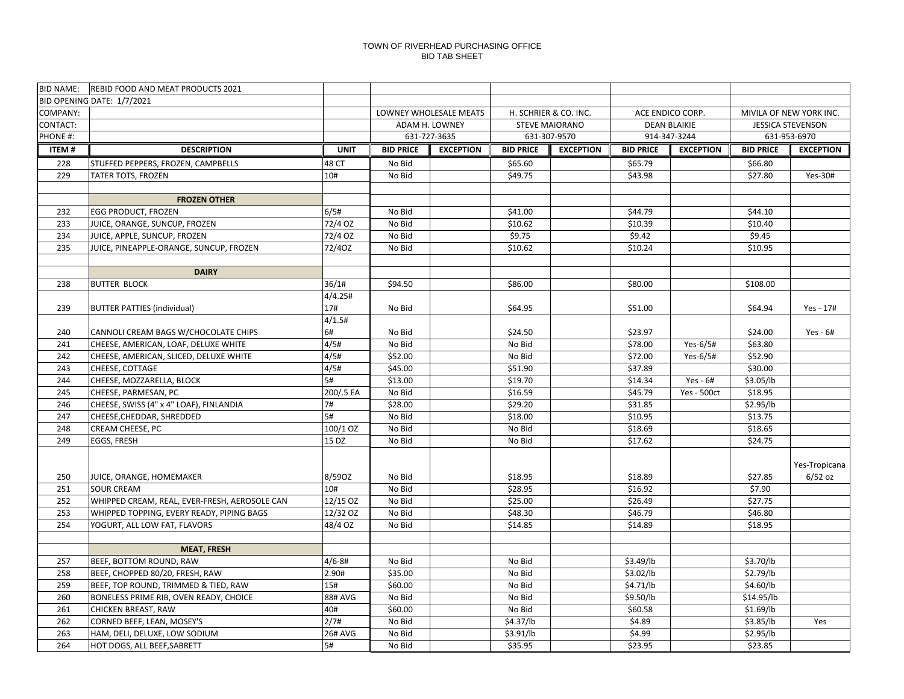TOWN OF RIVERHEAD PURCHASING OFFICE
BID TAB SHEET

| BID NAME: | REBID FOOD AND MEAT PRODUCTS 2021 | | | | | | | | | |
|---|---|---|---|---|---|---|---|---|---|---|
| BID OPENING DATE: 1/7/2021 | | | | | | | | | | |
| COMPANY: | | | LOWNEY WHOLESALE MEATS | | H. SCHRIER & CO. INC. | | ACE ENDICO CORP. | | MIVILA OF NEW YORK INC. | |
| CONTACT: | | | ADAM H. LOWNEY | | STEVE MAIORANO | | DEAN BLAIKIE | | JESSICA STEVENSON | |
| PHONE #: | | | 631-727-3635 | | 631-307-9570 | | 914-347-3244 | | 631-953-6970 | |
| **ITEM #** | **DESCRIPTION** | **UNIT** | **BID PRICE** | **EXCEPTION** | **BID PRICE** | **EXCEPTION** | **BID PRICE** | **EXCEPTION** | **BID PRICE** | **EXCEPTION** |
| 228 | STUFFED PEPPERS, FROZEN, CAMPBELLS | 48 CT | No Bid | | $65.60 | | $65.79 | | $66.80 | |
| 229 | TATER TOTS, FROZEN | 10# | No Bid | | $49.75 | | $43.98 | | $27.80 | Yes-30# |
| | | | | | | | | | | |
| | **FROZEN OTHER** | | | | | | | | | |
| 232 | EGG PRODUCT, FROZEN | 6/5# | No Bid | | $41.00 | | $44.79 | | $44.10 | |
| 233 | JUICE, ORANGE, SUNCUP, FROZEN | 72/4 OZ | No Bid | | $10.62 | | $10.39 | | $10.40 | |
| 234 | JUICE, APPLE, SUNCUP, FROZEN | 72/4 OZ | No Bid | | $9.75 | | $9.42 | | $9.45 | |
| 235 | JUICE, PINEAPPLE-ORANGE, SUNCUP, FROZEN | 72/4OZ | No Bid | | $10.62 | | $10.24 | | $10.95 | |
| | | | | | | | | | | |
| | **DAIRY** | | | | | | | | | |
| 238 | BUTTER BLOCK | 36/1# | $94.50 | | $86.00 | | $80.00 | | $108.00 | |
| 239 | BUTTER PATTIES (individual) | 4/4.25# 17# | No Bid | | $64.95 | | $51.00 | | $64.94 | Yes - 17# |
| 240 | CANNOLI CREAM BAGS W/CHOCOLATE CHIPS | 4/1.5# 6# | No Bid | | $24.50 | | $23.97 | | $24.00 | Yes - 6# |
| 241 | CHEESE, AMERICAN, LOAF, DELUXE WHITE | 4/5# | No Bid | | No Bid | | $78.00 | Yes-6/5# | $63.80 | |
| 242 | CHEESE, AMERICAN, SLICED, DELUXE WHITE | 4/5# | $52.00 | | No Bid | | $72.00 | Yes-6/5# | $52.90 | |
| 243 | CHEESE, COTTAGE | 4/5# | $45.00 | | $51.90 | | $37.89 | | $30.00 | |
| 244 | CHEESE, MOZZARELLA, BLOCK | 5# | $13.00 | | $19.70 | | $14.34 | Yes - 6# | $3.05/lb | |
| 245 | CHEESE, PARMESAN, PC | 200/.5 EA | No Bid | | $16.59 | | $45.79 | Yes - 500ct | $18.95 | |
| 246 | CHEESE, SWISS (4" x 4" LOAF), FINLANDIA | 7# | $28.00 | | $29.20 | | $31.85 | | $2.95/lb | |
| 247 | CHEESE,CHEDDAR, SHREDDED | 5# | No Bid | | $18.00 | | $10.95 | | $13.75 | |
| 248 | CREAM CHEESE, PC | 100/1 OZ | No Bid | | No Bid | | $18.69 | | $18.65 | |
| 249 | EGGS, FRESH | 15 DZ | No Bid | | No Bid | | $17.62 | | $24.75 | |
| 250 | JUICE, ORANGE, HOMEMAKER | 8/59OZ | No Bid | | $18.95 | | $18.89 | | $27.85 | Yes-Tropicana 6/52 oz |
| 251 | SOUR CREAM | 10# | No Bid | | $28.95 | | $16.92 | | $7.90 | |
| 252 | WHIPPED CREAM, REAL, EVER-FRESH, AEROSOLE CAN | 12/15 OZ | No Bid | | $25.00 | | $26.49 | | $27.75 | |
| 253 | WHIPPED TOPPING, EVERY READY, PIPING BAGS | 12/32 OZ | No Bid | | $48.30 | | $46.79 | | $46.80 | |
| 254 | YOGURT, ALL LOW FAT, FLAVORS | 48/4 OZ | No Bid | | $14.85 | | $14.89 | | $18.95 | |
| | | | | | | | | | | |
| | **MEAT, FRESH** | | | | | | | | | |
| 257 | BEEF, BOTTOM ROUND, RAW | 4/6-8# | No Bid | | No Bid | | $3.49/lb | | $3.70/lb | |
| 258 | BEEF, CHOPPED 80/20, FRESH, RAW | 2.90# | $35.00 | | No Bid | | $3.02/lb | | $2.79/lb | |
| 259 | BEEF, TOP ROUND, TRIMMED & TIED, RAW | 15# | $60.00 | | No Bid | | $4.71/lb | | $4.60/lb | |
| 260 | BONELESS PRIME RIB, OVEN READY, CHOICE | 88# AVG | No Bid | | No Bid | | $9.50/lb | | $14.95/lb | |
| 261 | CHICKEN BREAST, RAW | 40# | $60.00 | | No Bid | | $60.58 | | $1.69/lb | |
| 262 | CORNED BEEF, LEAN, MOSEY'S | 2/7# | No Bid | | $4.37/lb | | $4.89 | | $3.85/lb | Yes |
| 263 | HAM, DELI, DELUXE, LOW SODIUM | 26# AVG | No Bid | | $3.91/lb | | $4.99 | | $2.95/lb | |
| 264 | HOT DOGS, ALL BEEF,SABRETT | 5# | No Bid | | $35.95 | | $23.95 | | $23.85 | |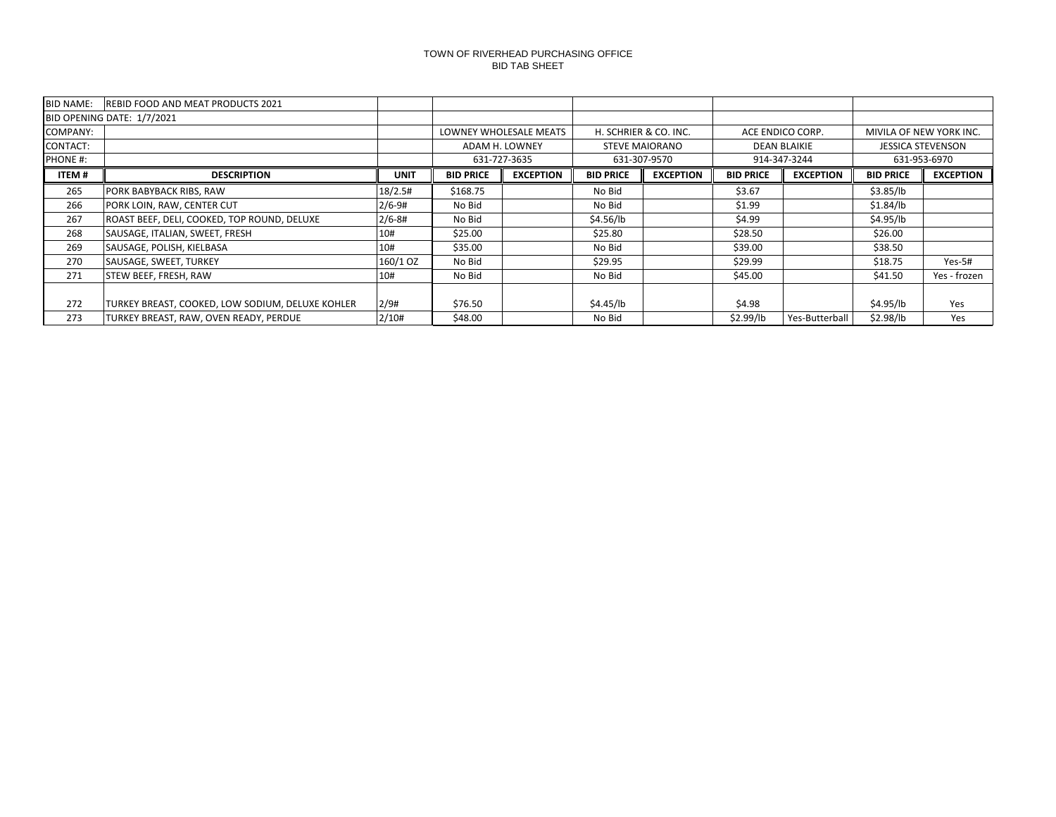TOWN OF RIVERHEAD PURCHASING OFFICE
BID TAB SHEET

| | | | | | | | | | | |
|---|---|---|---|---|---|---|---|---|---|---|
| BID NAME: | REBID FOOD AND MEAT PRODUCTS 2021 | | | | | | | | | |
| BID OPENING DATE: 1/7/2021 | | | | | | | | | | |
| COMPANY: | | | LOWNEY WHOLESALE MEATS | | H. SCHRIER & CO. INC. | | ACE ENDICO CORP. | | MIVILA OF NEW YORK INC. | |
| CONTACT: | | | ADAM H. LOWNEY | | STEVE MAIORANO | | DEAN BLAIKIE | | JESSICA STEVENSON | |
| PHONE #: | | | 631-727-3635 | | 631-307-9570 | | 914-347-3244 | | 631-953-6970 | |
| ITEM # | DESCRIPTION | UNIT | BID PRICE | EXCEPTION | BID PRICE | EXCEPTION | BID PRICE | EXCEPTION | BID PRICE | EXCEPTION |
| 265 | PORK BABYBACK RIBS, RAW | 18/2.5# | $168.75 | | No Bid | | $3.67 | | $3.85/lb | |
| 266 | PORK LOIN, RAW, CENTER CUT | 2/6-9# | No Bid | | No Bid | | $1.99 | | $1.84/lb | |
| 267 | ROAST BEEF, DELI, COOKED, TOP ROUND, DELUXE | 2/6-8# | No Bid | | $4.56/lb | | $4.99 | | $4.95/lb | |
| 268 | SAUSAGE, ITALIAN, SWEET, FRESH | 10# | $25.00 | | $25.80 | | $28.50 | | $26.00 | |
| 269 | SAUSAGE, POLISH, KIELBASA | 10# | $35.00 | | No Bid | | $39.00 | | $38.50 | |
| 270 | SAUSAGE, SWEET, TURKEY | 160/1 OZ | No Bid | | $29.95 | | $29.99 | | $18.75 | Yes-5# |
| 271 | STEW BEEF, FRESH, RAW | 10# | No Bid | | No Bid | | $45.00 | | $41.50 | Yes - frozen |
| 272 | TURKEY BREAST, COOKED, LOW SODIUM, DELUXE KOHLER | 2/9# | $76.50 | | $4.45/lb | | $4.98 | | $4.95/lb | Yes |
| 273 | TURKEY BREAST, RAW, OVEN READY, PERDUE | 2/10# | $48.00 | | No Bid | | $2.99/lb | Yes-Butterball | $2.98/lb | Yes |